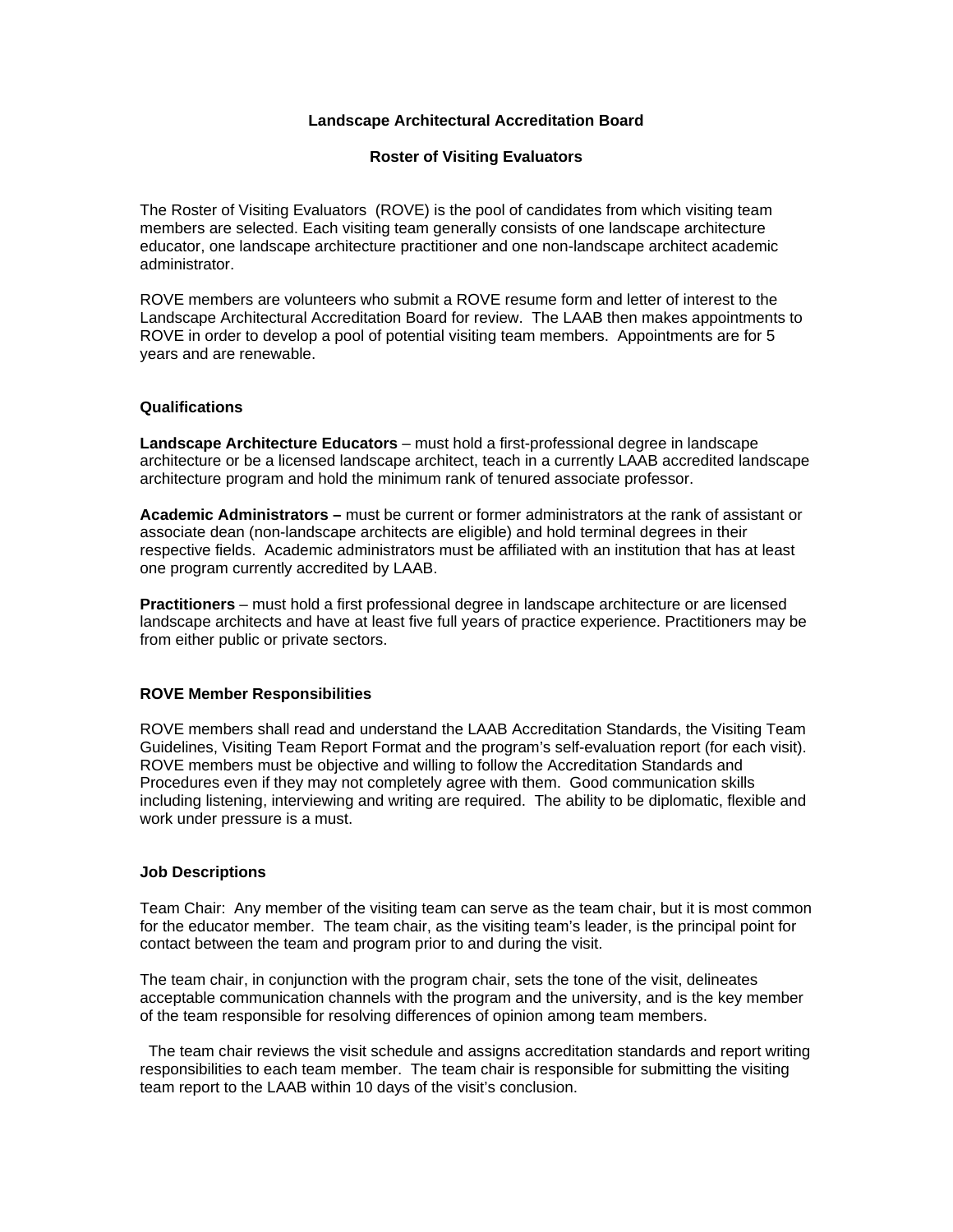# Landscape Architectural Accreditation Board

## Roster of Visiting Evaluators

The Roster of Visiting Evaluators (ROVE) is the pool of candidates from which visiting team members are selected. Each visiting team generally consists of one landscape architecture educator, one landscape architecture practitioner and one non-landscape architect academic administrator.

ROVE members are volunteers who submit a ROVE resume form and letter of interest to the Landscape Architectural Accreditation Board for review. The LAAB then makes appointments to ROVE in order to develop a pool of potential visiting team members. Appointments are for 5 years and are renewable.

### Qualifications

**Landscape Architecture Educators** – must hold a first-professional degree in landscape architecture or be a licensed landscape architect, teach in a currently LAAB accredited landscape architecture program and hold the minimum rank of tenured associate professor.

**Academic Administrators –** must be current or former administrators at the rank of assistant or associate dean (non-landscape architects are eligible) and hold terminal degrees in their respective fields. Academic administrators must be affiliated with an institution that has at least one program currently accredited by LAAB.

**Practitioners** – must hold a first professional degree in landscape architecture or are licensed landscape architects and have at least five full years of practice experience. Practitioners may be from either public or private sectors.

### ROVE Member Responsibilities

ROVE members shall read and understand the LAAB Accreditation Standards, the Visiting Team Guidelines, Visiting Team Report Format and the program's self-evaluation report (for each visit). ROVE members must be objective and willing to follow the Accreditation Standards and Procedures even if they may not completely agree with them. Good communication skills including listening, interviewing and writing are required. The ability to be diplomatic, flexible and work under pressure is a must.

### Job Descriptions

Team Chair: Any member of the visiting team can serve as the team chair, but it is most common for the educator member. The team chair, as the visiting team's leader, is the principal point for contact between the team and program prior to and during the visit.

The team chair, in conjunction with the program chair, sets the tone of the visit, delineates acceptable communication channels with the program and the university, and is the key member of the team responsible for resolving differences of opinion among team members.

The team chair reviews the visit schedule and assigns accreditation standards and report writing responsibilities to each team member. The team chair is responsible for submitting the visiting team report to the LAAB within 10 days of the visit's conclusion.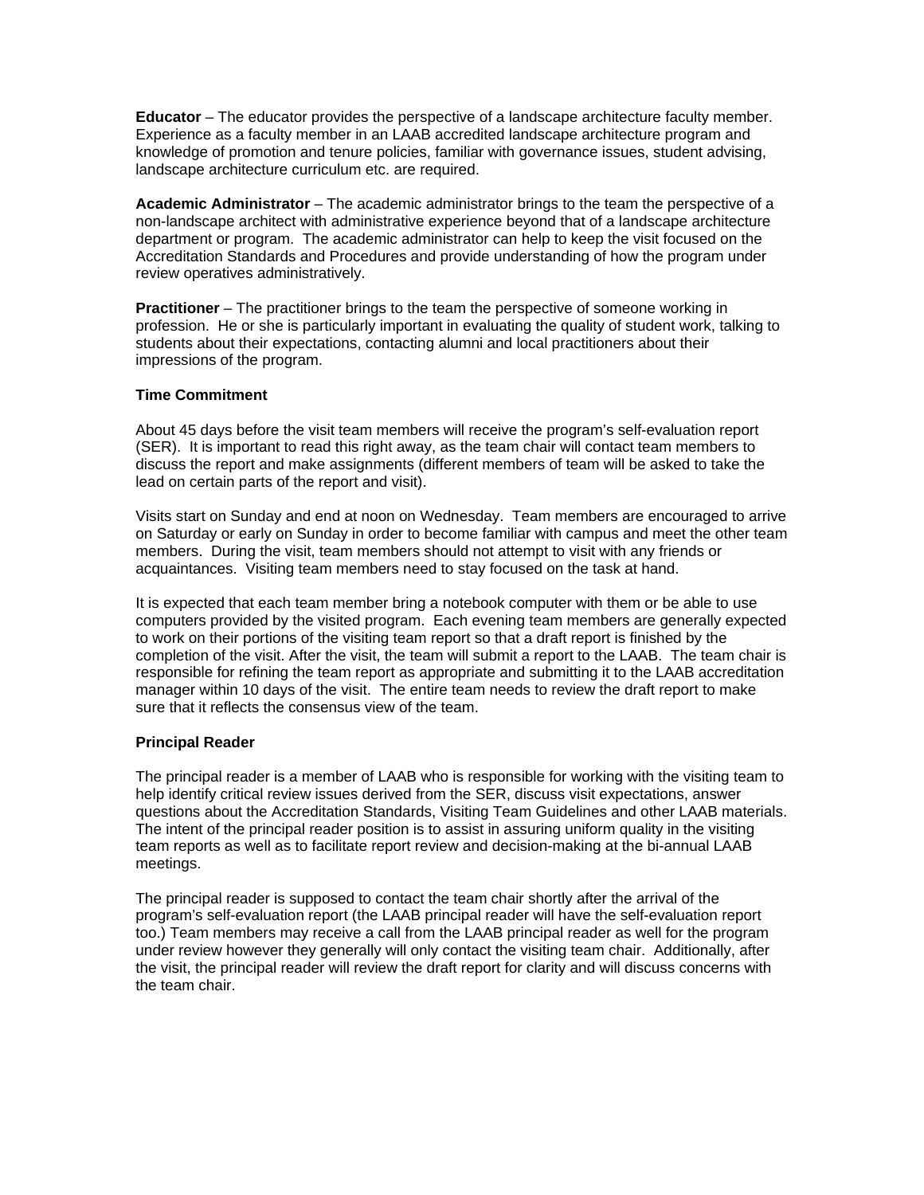**Educator** – The educator provides the perspective of a landscape architecture faculty member. Experience as a faculty member in an LAAB accredited landscape architecture program and knowledge of promotion and tenure policies, familiar with governance issues, student advising, landscape architecture curriculum etc. are required.

**Academic Administrator** – The academic administrator brings to the team the perspective of a non-landscape architect with administrative experience beyond that of a landscape architecture department or program. The academic administrator can help to keep the visit focused on the Accreditation Standards and Procedures and provide understanding of how the program under review operatives administratively.

**Practitioner** – The practitioner brings to the team the perspective of someone working in profession. He or she is particularly important in evaluating the quality of student work, talking to students about their expectations, contacting alumni and local practitioners about their impressions of the program.

**Time Commitment**

About 45 days before the visit team members will receive the program's self-evaluation report (SER). It is important to read this right away, as the team chair will contact team members to discuss the report and make assignments (different members of team will be asked to take the lead on certain parts of the report and visit).

Visits start on Sunday and end at noon on Wednesday. Team members are encouraged to arrive on Saturday or early on Sunday in order to become familiar with campus and meet the other team members. During the visit, team members should not attempt to visit with any friends or acquaintances. Visiting team members need to stay focused on the task at hand.

It is expected that each team member bring a notebook computer with them or be able to use computers provided by the visited program. Each evening team members are generally expected to work on their portions of the visiting team report so that a draft report is finished by the completion of the visit. After the visit, the team will submit a report to the LAAB. The team chair is responsible for refining the team report as appropriate and submitting it to the LAAB accreditation manager within 10 days of the visit. The entire team needs to review the draft report to make sure that it reflects the consensus view of the team.

**Principal Reader**

The principal reader is a member of LAAB who is responsible for working with the visiting team to help identify critical review issues derived from the SER, discuss visit expectations, answer questions about the Accreditation Standards, Visiting Team Guidelines and other LAAB materials. The intent of the principal reader position is to assist in assuring uniform quality in the visiting team reports as well as to facilitate report review and decision-making at the bi-annual LAAB meetings.

The principal reader is supposed to contact the team chair shortly after the arrival of the program's self-evaluation report (the LAAB principal reader will have the self-evaluation report too.) Team members may receive a call from the LAAB principal reader as well for the program under review however they generally will only contact the visiting team chair. Additionally, after the visit, the principal reader will review the draft report for clarity and will discuss concerns with the team chair.